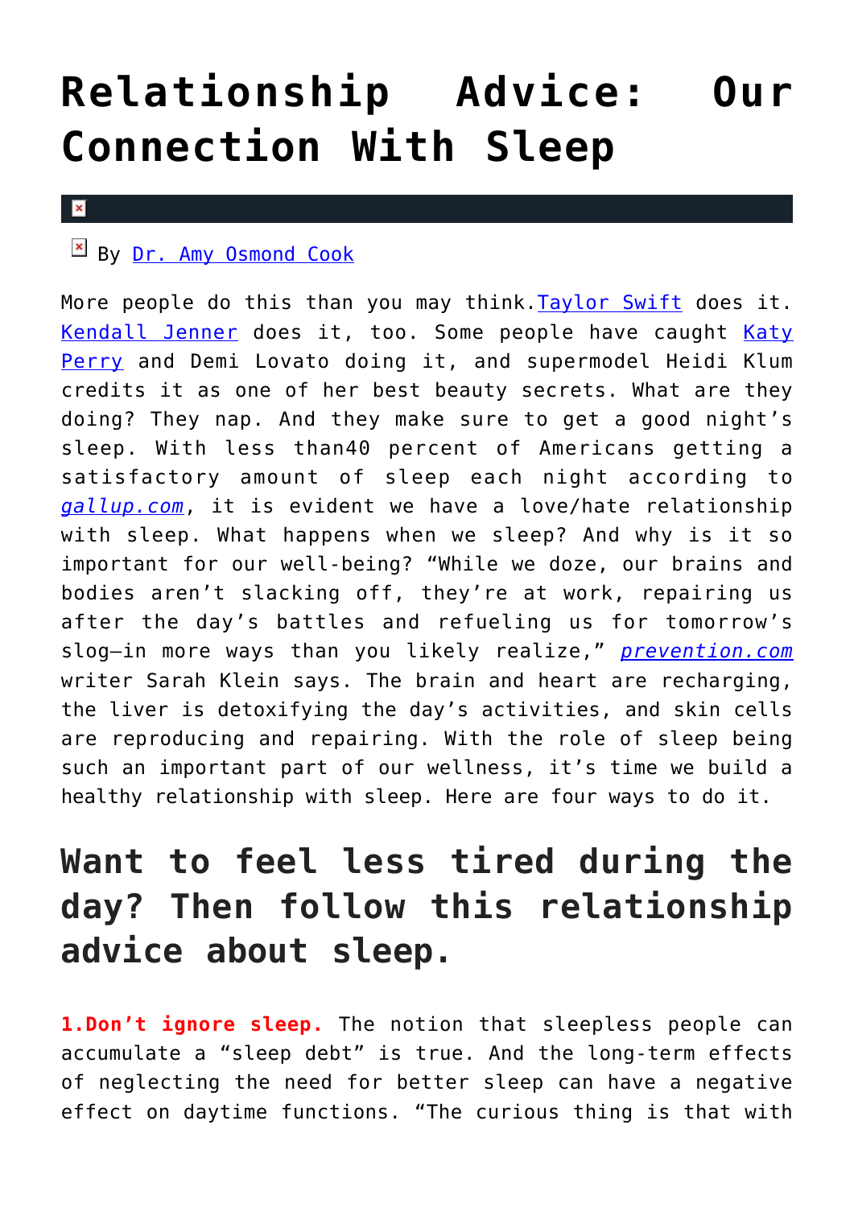# Relationship Advice: Our Connection With Sleep

By Dr. Amy Osmond Cook

More people do this than you may think.Taylor Swift does it. Kendall Jenner does it, too. Some people have caught Katy Perry and Demi Lovato doing it, and supermodel Heidi Klum credits it as one of her best beauty secrets. What are they doing? They nap. And they make sure to get a good night's sleep. With less than40 percent of Americans getting a satisfactory amount of sleep each night according to *gallup.com*, it is evident we have a love/hate relationship with sleep. What happens when we sleep? And why is it so important for our well-being? "While we doze, our brains and bodies aren't slacking off, they're at work, repairing us after the day's battles and refueling us for tomorrow's slog—in more ways than you likely realize," *prevention.com* writer Sarah Klein says. The brain and heart are recharging, the liver is detoxifying the day's activities, and skin cells are reproducing and repairing. With the role of sleep being such an important part of our wellness, it's time we build a healthy relationship with sleep. Here are four ways to do it.

## Want to feel less tired during the day? Then follow this relationship advice about sleep.

**1.Don't ignore sleep.** The notion that sleepless people can accumulate a "sleep debt" is true. And the long-term effects of neglecting the need for better sleep can have a negative effect on daytime functions. "The curious thing is that with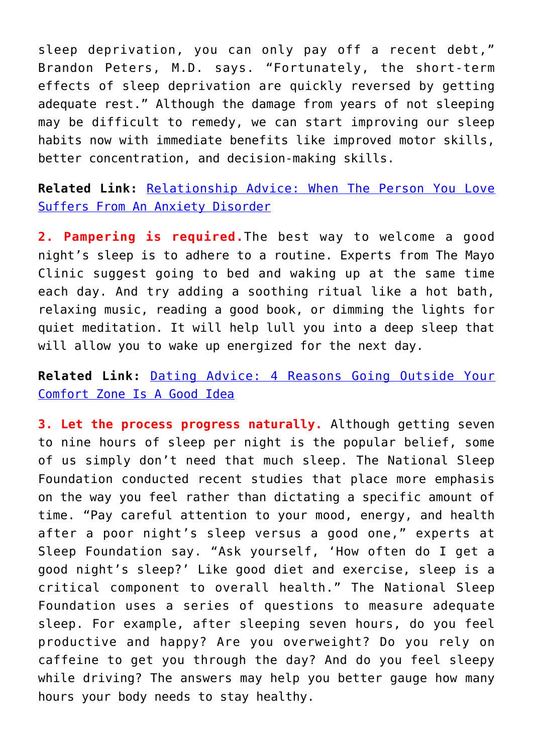sleep deprivation, you can only pay off a recent debt," Brandon Peters, M.D. says. "Fortunately, the short-term effects of sleep deprivation are quickly reversed by getting adequate rest." Although the damage from years of not sleeping may be difficult to remedy, we can start improving our sleep habits now with immediate benefits like improved motor skills, better concentration, and decision-making skills.

**Related Link:** Relationship Advice: When The Person You Love Suffers From An Anxiety Disorder

**2. Pampering is required.**The best way to welcome a good night's sleep is to adhere to a routine. Experts from The Mayo Clinic suggest going to bed and waking up at the same time each day. And try adding a soothing ritual like a hot bath, relaxing music, reading a good book, or dimming the lights for quiet meditation. It will help lull you into a deep sleep that will allow you to wake up energized for the next day.

**Related Link:** Dating Advice: 4 Reasons Going Outside Your Comfort Zone Is A Good Idea

**3. Let the process progress naturally.** Although getting seven to nine hours of sleep per night is the popular belief, some of us simply don't need that much sleep. The National Sleep Foundation conducted recent studies that place more emphasis on the way you feel rather than dictating a specific amount of time. "Pay careful attention to your mood, energy, and health after a poor night's sleep versus a good one," experts at Sleep Foundation say. "Ask yourself, 'How often do I get a good night's sleep?' Like good diet and exercise, sleep is a critical component to overall health." The National Sleep Foundation uses a series of questions to measure adequate sleep. For example, after sleeping seven hours, do you feel productive and happy? Are you overweight? Do you rely on caffeine to get you through the day? And do you feel sleepy while driving? The answers may help you better gauge how many hours your body needs to stay healthy.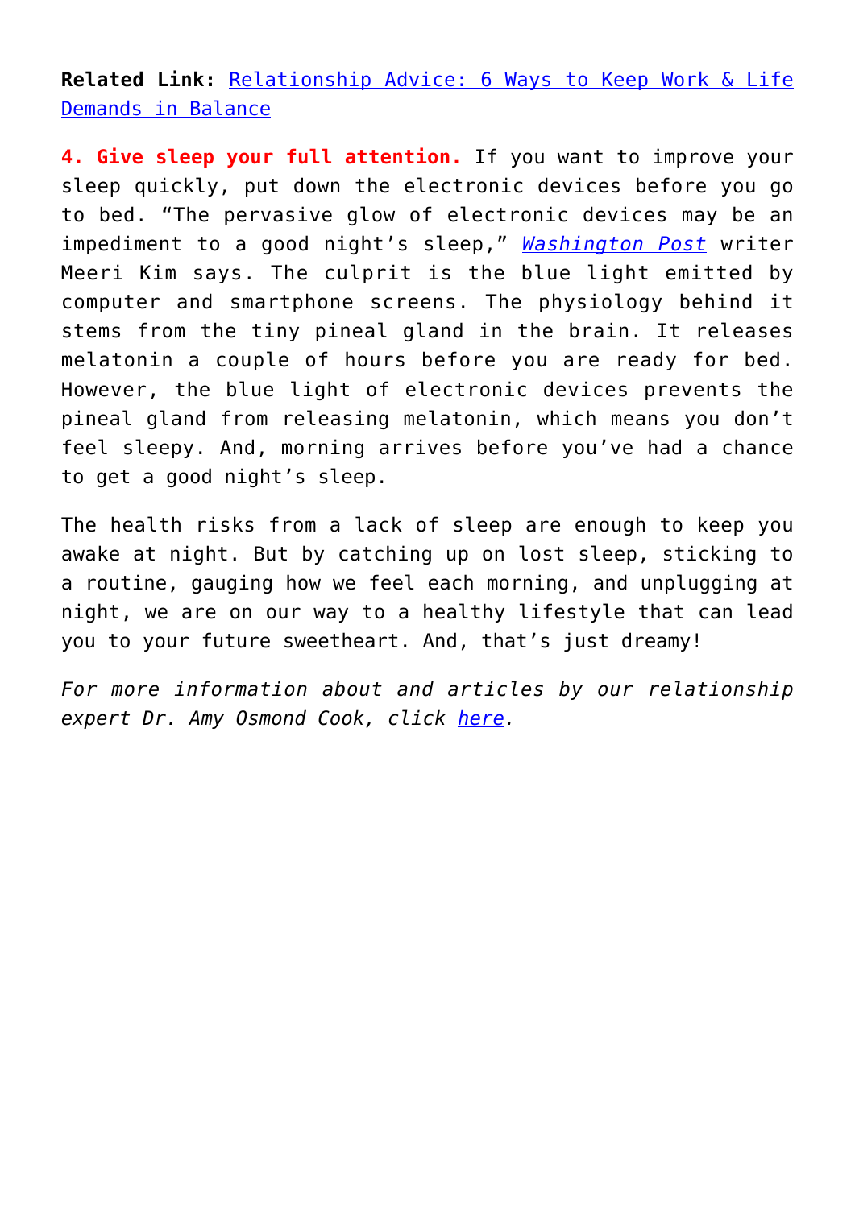**Related Link:** Relationship Advice: 6 Ways to Keep Work & Life Demands in Balance

**4. Give sleep your full attention.** If you want to improve your sleep quickly, put down the electronic devices before you go to bed. "The pervasive glow of electronic devices may be an impediment to a good night's sleep," *Washington Post* writer Meeri Kim says. The culprit is the blue light emitted by computer and smartphone screens. The physiology behind it stems from the tiny pineal gland in the brain. It releases melatonin a couple of hours before you are ready for bed. However, the blue light of electronic devices prevents the pineal gland from releasing melatonin, which means you don't feel sleepy. And, morning arrives before you've had a chance to get a good night's sleep.

The health risks from a lack of sleep are enough to keep you awake at night. But by catching up on lost sleep, sticking to a routine, gauging how we feel each morning, and unplugging at night, we are on our way to a healthy lifestyle that can lead you to your future sweetheart. And, that's just dreamy!

*For more information about and articles by our relationship expert Dr. Amy Osmond Cook, click here.*